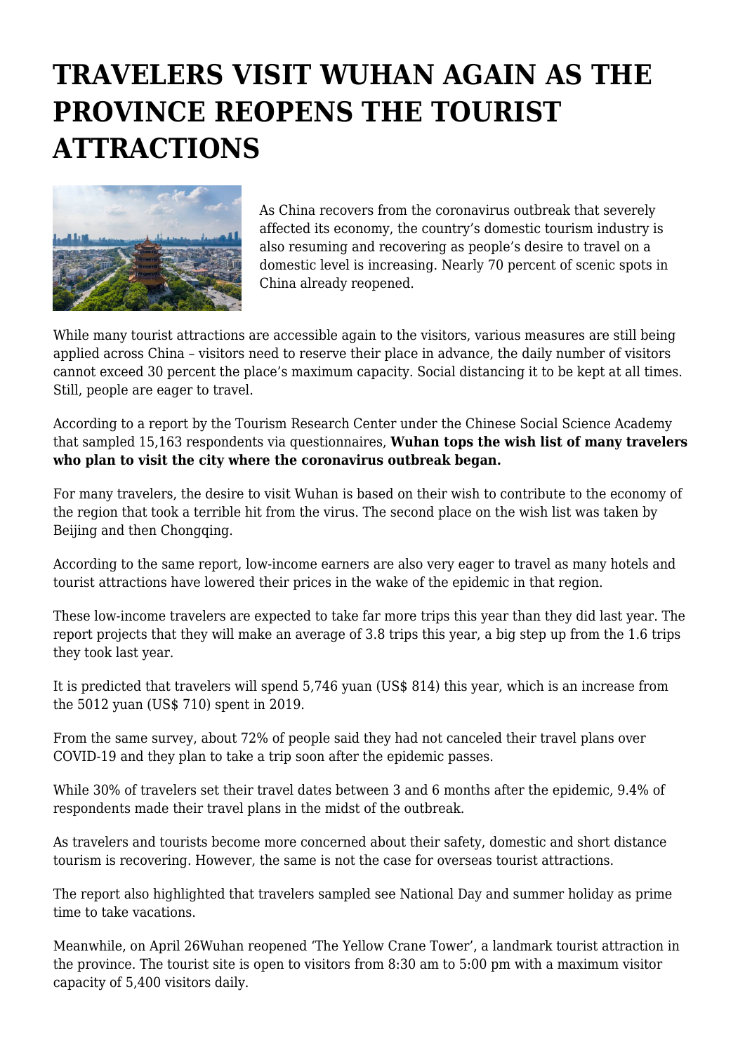# TRAVELERS VISIT WUHAN AGAIN AS THE PROVINCE REOPENS THE TOURIST ATTRACTIONS

As China recovers from the coronavirus outbreak that severely affected its economy, the country's domestic tourism industry is also resuming and recovering as people's desire to travel on a domestic level is increasing. Nearly 70 percent of scenic spots in China already reopened.

While many tourist attractions are accessible again to the visitors, various measures are still being applied across China – visitors need to reserve their place in advance, the daily number of visitors cannot exceed 30 percent the place's maximum capacity. Social distancing it to be kept at all times. Still, people are eager to travel.

According to a report by the Tourism Research Center under the Chinese Social Science Academy that sampled 15,163 respondents via questionnaires, **Wuhan tops the wish list of many travelers who plan to visit the city where the coronavirus outbreak began.**

For many travelers, the desire to visit Wuhan is based on their wish to contribute to the economy of the region that took a terrible hit from the virus. The second place on the wish list was taken by Beijing and then Chongqing.

According to the same report, low-income earners are also very eager to travel as many hotels and tourist attractions have lowered their prices in the wake of the epidemic in that region.

These low-income travelers are expected to take far more trips this year than they did last year. The report projects that they will make an average of 3.8 trips this year, a big step up from the 1.6 trips they took last year.

It is predicted that travelers will spend 5,746 yuan (US$ 814) this year, which is an increase from the 5012 yuan (US$ 710) spent in 2019.

From the same survey, about 72% of people said they had not canceled their travel plans over COVID-19 and they plan to take a trip soon after the epidemic passes.

While 30% of travelers set their travel dates between 3 and 6 months after the epidemic, 9.4% of respondents made their travel plans in the midst of the outbreak.

As travelers and tourists become more concerned about their safety, domestic and short distance tourism is recovering. However, the same is not the case for overseas tourist attractions.

The report also highlighted that travelers sampled see National Day and summer holiday as prime time to take vacations.

Meanwhile, on April 26Wuhan reopened 'The Yellow Crane Tower', a landmark tourist attraction in the province. The tourist site is open to visitors from 8:30 am to 5:00 pm with a maximum visitor capacity of 5,400 visitors daily.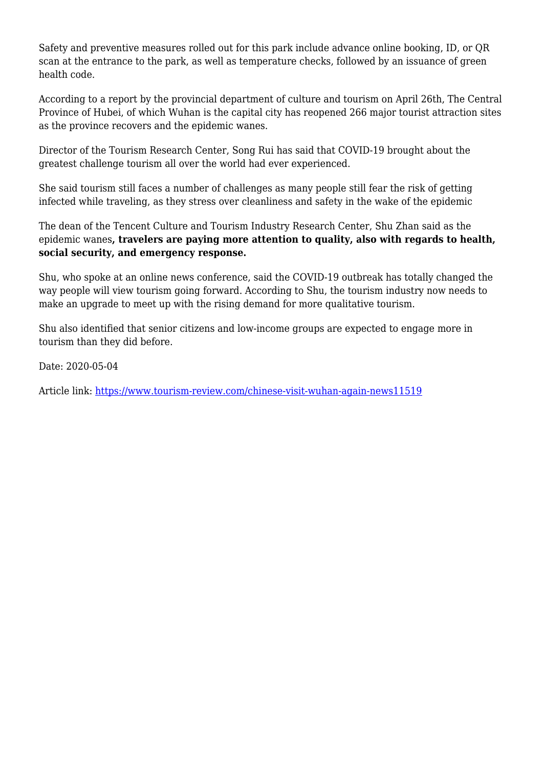Safety and preventive measures rolled out for this park include advance online booking, ID, or QR scan at the entrance to the park, as well as temperature checks, followed by an issuance of green health code.

According to a report by the provincial department of culture and tourism on April 26th, The Central Province of Hubei, of which Wuhan is the capital city has reopened 266 major tourist attraction sites as the province recovers and the epidemic wanes.

Director of the Tourism Research Center, Song Rui has said that COVID-19 brought about the greatest challenge tourism all over the world had ever experienced.

She said tourism still faces a number of challenges as many people still fear the risk of getting infected while traveling, as they stress over cleanliness and safety in the wake of the epidemic

The dean of the Tencent Culture and Tourism Industry Research Center, Shu Zhan said as the epidemic wanes**, travelers are paying more attention to quality, also with regards to health, social security, and emergency response.**

Shu, who spoke at an online news conference, said the COVID-19 outbreak has totally changed the way people will view tourism going forward. According to Shu, the tourism industry now needs to make an upgrade to meet up with the rising demand for more qualitative tourism.

Shu also identified that senior citizens and low-income groups are expected to engage more in tourism than they did before.

Date: 2020-05-04

Article link: [https://www.tourism-review.com/chinese-visit-wuhan-again-news11519](https://www.tourism-review.com/chinese-visit-wuhan-again-news11519)